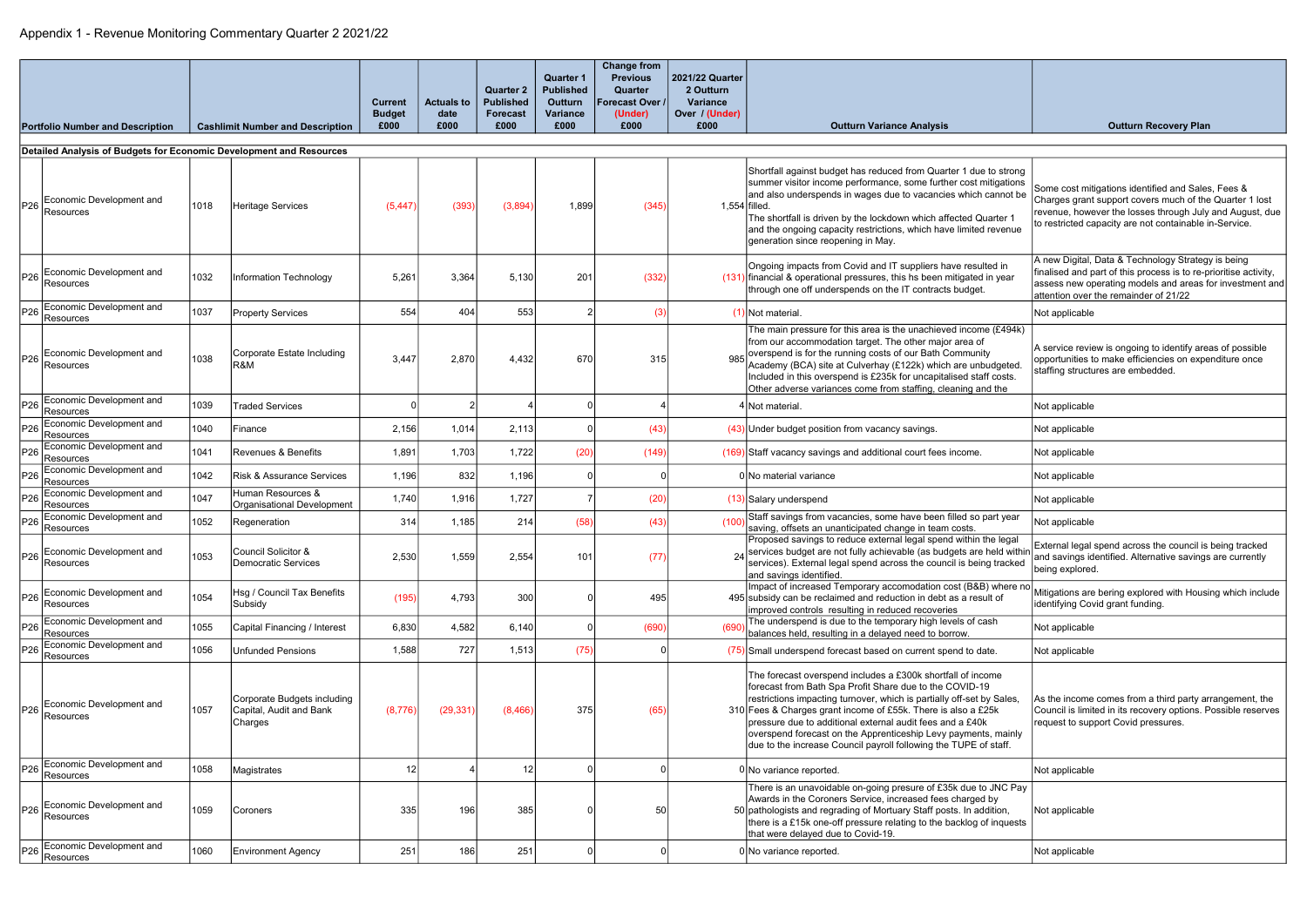# Appendix 1 - Revenue Monitoring Commentary Quarter 2 2021/22

| Portfolio Number and Description | | Cashlimit Number and Description | | Current Budget £000 | Actuals to date £000 | Quarter 2 Published Forecast £000 | Quarter 1 Published Outturn Variance £000 | Change from Previous Quarter Forecast Over / (Under) £000 | 2021/22 Quarter 2 Outturn Variance Over / (Under) £000 | Outturn Variance Analysis | Outturn Recovery Plan |
|---|---|---|---|---|---|---|---|---|---|---|---|
| **Detailed Analysis of Budgets for Economic Development and Resources** | | | | | | | | | | | |
| P26 | Economic Development and Resources | 1018 | Heritage Services | (5,447) | (393) | (3,894) | 1,899 | (345) | 1,554 | Shortfall against budget has reduced from Quarter 1 due to strong summer visitor income performance, some further cost mitigations and also underspends in wages due to vacancies which cannot be filled. The shortfall is driven by the lockdown which affected Quarter 1 and the ongoing capacity restrictions, which have limited revenue generation since reopening in May. | Some cost mitigations identified and Sales, Fees & Charges grant support covers much of the Quarter 1 lost revenue, however the losses through July and August, due to restricted capacity are not containable in-Service. |
| P26 | Economic Development and Resources | 1032 | Information Technology | 5,261 | 3,364 | 5,130 | 201 | (332) | (131) | Ongoing impacts from Covid and IT suppliers have resulted in financial & operational pressures, this hs been mitigated in year through one off underspends on the IT contracts budget. | A new Digital, Data & Technology Strategy is being finalised and part of this process is to re-prioritise activity, assess new operating models and areas for investment and attention over the remainder of 21/22 |
| P26 | Economic Development and Resources | 1037 | Property Services | 554 | 404 | 553 | 2 | (3) | (1) | Not material. | Not applicable |
| P26 | Economic Development and Resources | 1038 | Corporate Estate Including R&M | 3,447 | 2,870 | 4,432 | 670 | 315 | 985 | The main pressure for this area is the unachieved income (£494k) from our accommodation target. The other major area of overspend is for the running costs of our Bath Community Academy (BCA) site at Culverhay (£122k) which are unbudgeted. Included in this overspend is £235k for uncapitalised staff costs. Other adverse variances come from staffing, cleaning and the | A service review is ongoing to identify areas of possible opportunities to make efficiencies on expenditure once staffing structures are embedded. |
| P26 | Economic Development and Resources | 1039 | Traded Services | 0 | 2 | 4 | 0 | 4 | 4 | Not material. | Not applicable |
| P26 | Economic Development and Resources | 1040 | Finance | 2,156 | 1,014 | 2,113 | 0 | (43) | (43) | Under budget position from vacancy savings. | Not applicable |
| P26 | Economic Development and Resources | 1041 | Revenues & Benefits | 1,891 | 1,703 | 1,722 | (20) | (149) | (169) | Staff vacancy savings and additional court fees income. | Not applicable |
| P26 | Economic Development and Resources | 1042 | Risk & Assurance Services | 1,196 | 832 | 1,196 | 0 | 0 | 0 | No material variance | Not applicable |
| P26 | Economic Development and Resources | 1047 | Human Resources & Organisational Development | 1,740 | 1,916 | 1,727 | 7 | (20) | (13) | Salary underspend | Not applicable |
| P26 | Economic Development and Resources | 1052 | Regeneration | 314 | 1,185 | 214 | (58) | (43) | (100) | Staff savings from vacancies, some have been filled so part year saving, offsets an unanticipated change in team costs. | Not applicable |
| P26 | Economic Development and Resources | 1053 | Council Solicitor & Democratic Services | 2,530 | 1,559 | 2,554 | 101 | (77) | 24 | Proposed savings to reduce external legal spend within the legal services budget are not fully achievable (as budgets are held within services). External legal spend across the council is being tracked and savings identified. | External legal spend across the council is being tracked and savings identified. Alternative savings are currently being explored. |
| P26 | Economic Development and Resources | 1054 | Hsg / Council Tax Benefits Subsidy | (195) | 4,793 | 300 | 0 | 495 | 495 | Impact of increased Temporary accomodation cost (B&B) where no subsidy can be reclaimed and reduction in debt as a result of improved controls resulting in reduced recoveries | Mitigations are being explored with Housing which include identifying Covid grant funding. |
| P26 | Economic Development and Resources | 1055 | Capital Financing / Interest | 6,830 | 4,582 | 6,140 | 0 | (690) | (690) | The underspend is due to the temporary high levels of cash balances held, resulting in a delayed need to borrow. | Not applicable |
| P26 | Economic Development and Resources | 1056 | Unfunded Pensions | 1,588 | 727 | 1,513 | (75) | 0 | (75) | Small underspend forecast based on current spend to date. | Not applicable |
| P26 | Economic Development and Resources | 1057 | Corporate Budgets including Capital, Audit and Bank Charges | (8,776) | (29,331) | (8,466) | 375 | (65) | 310 | The forecast overspend includes a £300k shortfall of income forecast from Bath Spa Profit Share due to the COVID-19 restrictions impacting turnover, which is partially off-set by Sales, Fees & Charges grant income of £55k. There is also a £25k pressure due to additional external audit fees and a £40k overspend forecast on the Apprenticeship Levy payments, mainly due to the increase Council payroll following the TUPE of staff. | As the income comes from a third party arrangement, the Council is limited in its recovery options. Possible reserves request to support Covid pressures. |
| P26 | Economic Development and Resources | 1058 | Magistrates | 12 | 4 | 12 | 0 | 0 | 0 | No variance reported. | Not applicable |
| P26 | Economic Development and Resources | 1059 | Coroners | 335 | 196 | 385 | 0 | 50 | 50 | There is an unavoidable on-going presure of £35k due to JNC Pay Awards in the Coroners Service, increased fees charged by pathologists and regrading of Mortuary Staff posts. In addition, there is a £15k one-off pressure relating to the backlog of inquests that were delayed due to Covid-19. | Not applicable |
| P26 | Economic Development and Resources | 1060 | Environment Agency | 251 | 186 | 251 | 0 | 0 | 0 | No variance reported. | Not applicable |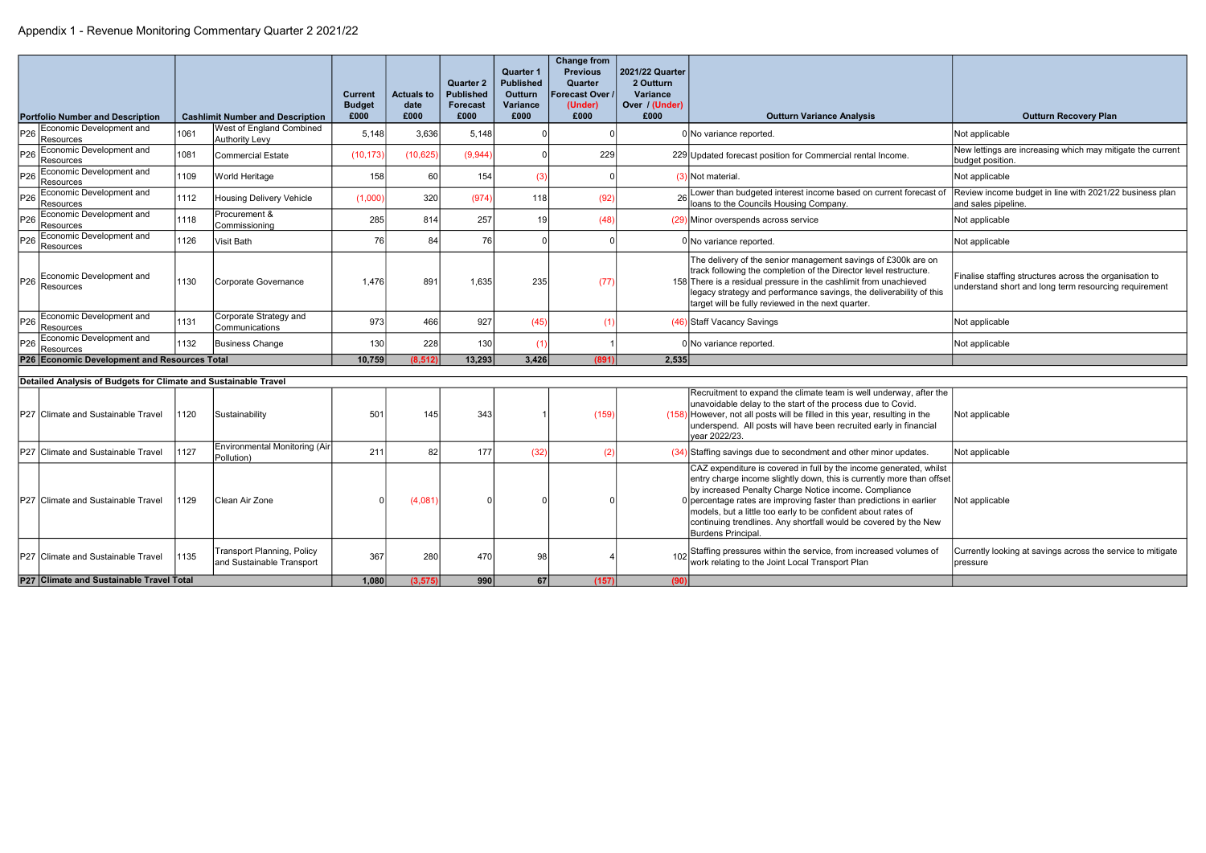Appendix 1 - Revenue Monitoring Commentary Quarter 2 2021/22

| Portfolio Number and Description | | Cashlimit Number and Description | | Current Budget £000 | Actuals to date £000 | Quarter 2 Published Forecast £000 | Quarter 1 Published Outturn Variance £000 | Change from Previous Quarter Forecast Over / (Under) £000 | 2021/22 Quarter 2 Outturn Variance Over / (Under) £000 | Outturn Variance Analysis | Outturn Recovery Plan |
|---|---|---|---|---|---|---|---|---|---|---|---|
| P26 | Economic Development and Resources | 1061 | West of England Combined Authority Levy | 5,148 | 3,636 | 5,148 | 0 | 0 | 0 | No variance reported. | Not applicable |
| P26 | Economic Development and Resources | 1081 | Commercial Estate | (10,173) | (10,625) | (9,944) | 0 | 229 | 229 | Updated forecast position for Commercial rental Income. | New lettings are increasing which may mitigate the current budget position. |
| P26 | Economic Development and Resources | 1109 | World Heritage | 158 | 60 | 154 | (3) | 0 | (3) | Not material. | Not applicable |
| P26 | Economic Development and Resources | 1112 | Housing Delivery Vehicle | (1,000) | 320 | (974) | 118 | (92) | 26 | Lower than budgeted interest income based on current forecast of loans to the Councils Housing Company. | Review income budget in line with 2021/22 business plan and sales pipeline. |
| P26 | Economic Development and Resources | 1118 | Procurement & Commissioning | 285 | 814 | 257 | 19 | (48) | (29) | Minor overspends across service | Not applicable |
| P26 | Economic Development and Resources | 1126 | Visit Bath | 76 | 84 | 76 | 0 | 0 | 0 | No variance reported. | Not applicable |
| P26 | Economic Development and Resources | 1130 | Corporate Governance | 1,476 | 891 | 1,635 | 235 | (77) | 158 | The delivery of the senior management savings of £300k are on track following the completion of the Director level restructure. There is a residual pressure in the cashlimit from unachieved legacy strategy and performance savings, the deliverability of this target will be fully reviewed in the next quarter. | Finalise staffing structures across the organisation to understand short and long term resourcing requirement |
| P26 | Economic Development and Resources | 1131 | Corporate Strategy and Communications | 973 | 466 | 927 | (45) | (1) | (46) | Staff Vacancy Savings | Not applicable |
| P26 | Economic Development and Resources | 1132 | Business Change | 130 | 228 | 130 | (1) | 1 | 0 | No variance reported. | Not applicable |
| **P26** | **Economic Development and Resources Total** | | | **10,759** | **(8,512)** | **13,293** | **3,426** | **(891)** | **2,535** | | |

**Detailed Analysis of Budgets for Climate and Sustainable Travel**

| Portfolio Number and Description | | Cashlimit Number and Description | | Current Budget £000 | Actuals to date £000 | Quarter 2 Published Forecast £000 | Quarter 1 Published Outturn Variance £000 | Change from Previous Quarter Forecast Over / (Under) £000 | 2021/22 Quarter 2 Outturn Variance Over / (Under) £000 | Outturn Variance Analysis | Outturn Recovery Plan |
|---|---|---|---|---|---|---|---|---|---|---|---|
| P27 | Climate and Sustainable Travel | 1120 | Sustainability | 501 | 145 | 343 | 1 | (159) | (158) | Recruitment to expand the climate team is well underway, after the unavoidable delay to the start of the process due to Covid. However, not all posts will be filled in this year, resulting in the underspend. All posts will have been recruited early in financial year 2022/23. | Not applicable |
| P27 | Climate and Sustainable Travel | 1127 | Environmental Monitoring (Air Pollution) | 211 | 82 | 177 | (32) | (2) | (34) | Staffing savings due to secondment and other minor updates. | Not applicable |
| P27 | Climate and Sustainable Travel | 1129 | Clean Air Zone | 0 | (4,081) | 0 | 0 | 0 | 0 | CAZ expenditure is covered in full by the income generated, whilst entry charge income slightly down, this is currently more than offset by increased Penalty Charge Notice income. Compliance percentage rates are improving faster than predictions in earlier models, but a little too early to be confident about rates of continuing trendlines. Any shortfall would be covered by the New Burdens Principal. | Not applicable |
| P27 | Climate and Sustainable Travel | 1135 | Transport Planning, Policy and Sustainable Transport | 367 | 280 | 470 | 98 | 4 | 102 | Staffing pressures within the service, from increased volumes of work relating to the Joint Local Transport Plan | Currently looking at savings across the service to mitigate pressure |
| **P27** | **Climate and Sustainable Travel Total** | | | **1,080** | **(3,575)** | **990** | **67** | **(157)** | **(90)** | | |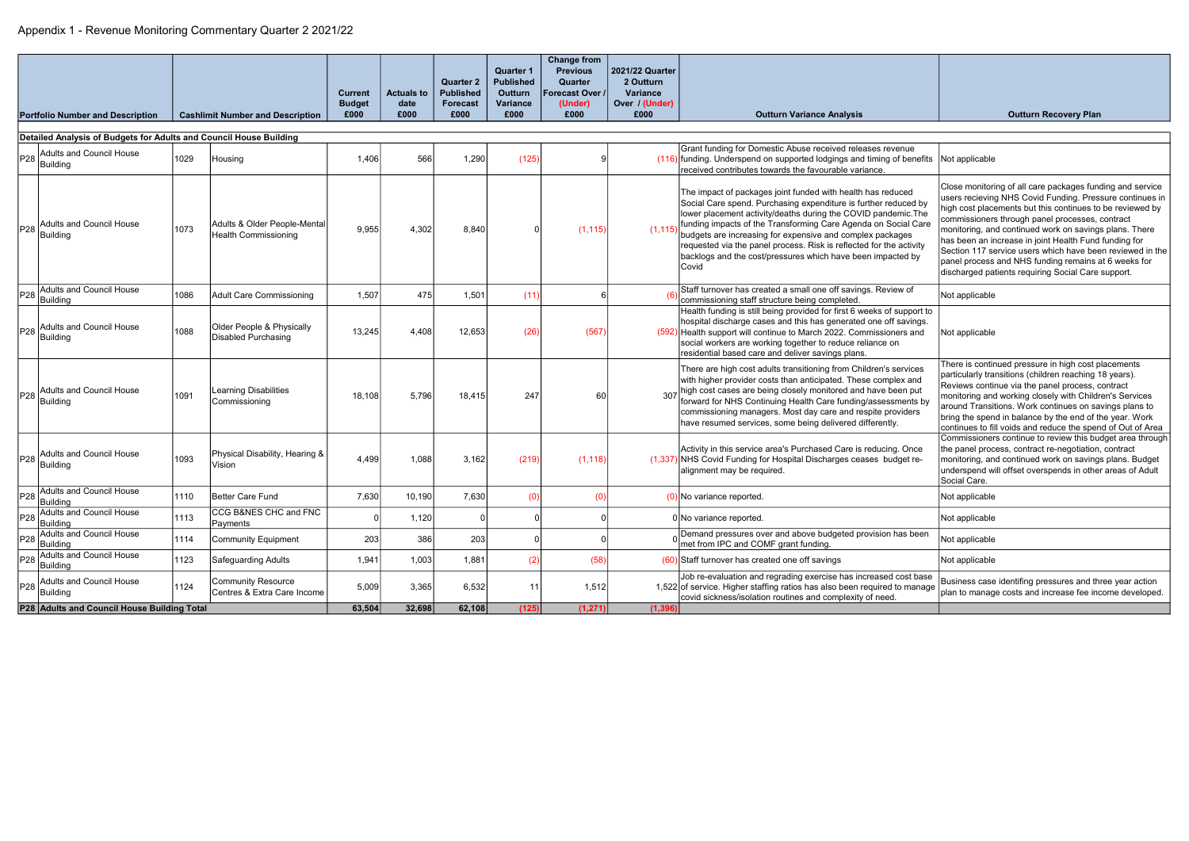# Appendix 1 - Revenue Monitoring Commentary Quarter 2 2021/22

| Portfolio Number and Description | | Cashlimit Number and Description | | Current Budget £000 | Actuals to date £000 | Quarter 2 Published Forecast £000 | Quarter 1 Published Outturn Variance £000 | Change from Previous Quarter Forecast Over / (Under) £000 | 2021/22 Quarter 2 Outturn Variance Over / (Under) £000 | Outturn Variance Analysis | Outturn Recovery Plan |
|---|---|---|---|---|---|---|---|---|---|---|---|
| **Detailed Analysis of Budgets for Adults and Council House Building** | | | | | | | | | | | |
| P28 | Adults and Council House Building | 1029 | Housing | 1,406 | 566 | 1,290 | (125) | 9 | (116) | Grant funding for Domestic Abuse received releases revenue funding. Underspend on supported lodgings and timing of benefits received contributes towards the favourable variance. | Not applicable |
| P28 | Adults and Council House Building | 1073 | Adults & Older People-Mental Health Commissioning | 9,955 | 4,302 | 8,840 | 0 | (1,115) | (1,115) | The impact of packages joint funded with health has reduced Social Care spend. Purchasing expenditure is further reduced by lower placement activity/deaths during the COVID pandemic.The funding impacts of the Transforming Care Agenda on Social Care budgets are increasing for expensive and complex packages requested via the panel process. Risk is reflected for the activity backlogs and the cost/pressures which have been impacted by Covid | Close monitoring of all care packages funding and service users recieving NHS Covid Funding. Pressure continues in high cost placements but this continues to be reviewed by commissioners through panel processes, contract monitoring, and continued work on savings plans. There has been an increase in joint Health Fund funding for Section 117 service users which have been reviewed in the panel process and NHS funding remains at 6 weeks for discharged patients requiring Social Care support. |
| P28 | Adults and Council House Building | 1086 | Adult Care Commissioning | 1,507 | 475 | 1,501 | (11) | 6 | (6) | Staff turnover has created a small one off savings. Review of commissioning staff structure being completed. | Not applicable |
| P28 | Adults and Council House Building | 1088 | Older People & Physically Disabled Purchasing | 13,245 | 4,408 | 12,653 | (26) | (567) | (592) | Health funding is still being provided for first 6 weeks of support to hospital discharge cases and this has generated one off savings. Health support will continue to March 2022. Commissioners and social workers are working together to reduce reliance on residential based care and deliver savings plans. | Not applicable |
| P28 | Adults and Council House Building | 1091 | Learning Disabilities Commissioning | 18,108 | 5,796 | 18,415 | 247 | 60 | 307 | There are high cost adults transitioning from Children's services with higher provider costs than anticipated. These complex and high cost cases are being closely monitored and have been put forward for NHS Continuing Health Care funding/assessments by commissioning managers. Most day care and respite providers have resumed services, some being delivered differently. | There is continued pressure in high cost placements particularly transitions (children reaching 18 years). Reviews continue via the panel process, contract monitoring and working closely with Children's Services around Transitions. Work continues on savings plans to bring the spend in balance by the end of the year. Work continues to fill voids and reduce the spend of Out of Area |
| P28 | Adults and Council House Building | 1093 | Physical Disability, Hearing & Vision | 4,499 | 1,088 | 3,162 | (219) | (1,118) | (1,337) | Activity in this service area's Purchased Care is reducing. Once NHS Covid Funding for Hospital Discharges ceases budget re-alignment may be required. | Commissioners continue to review this budget area through the panel process, contract re-negotiation, contract monitoring, and continued work on savings plans. Budget underspend will offset overspends in other areas of Adult Social Care. |
| P28 | Adults and Council House Building | 1110 | Better Care Fund | 7,630 | 10,190 | 7,630 | (0) | (0) | (0) | No variance reported. | Not applicable |
| P28 | Adults and Council House Building | 1113 | CCG B&NES CHC and FNC Payments | 0 | 1,120 | 0 | 0 | 0 | 0 | No variance reported. | Not applicable |
| P28 | Adults and Council House Building | 1114 | Community Equipment | 203 | 386 | 203 | 0 | 0 | 0 | Demand pressures over and above budgeted provision has been met from IPC and COMF grant funding. | Not applicable |
| P28 | Adults and Council House Building | 1123 | Safeguarding Adults | 1,941 | 1,003 | 1,881 | (2) | (58) | (60) | Staff turnover has created one off savings | Not applicable |
| P28 | Adults and Council House Building | 1124 | Community Resource Centres & Extra Care Income | 5,009 | 3,365 | 6,532 | 11 | 1,512 | 1,522 | Job re-evaluation and regrading exercise has increased cost base of service. Higher staffing ratios has also been required to manage covid sickness/isolation routines and complexity of need. | Business case identifing pressures and three year action plan to manage costs and increase fee income developed. |
| **P28 Adults and Council House Building Total** | | | | **63,504** | **32,698** | **62,108** | **(125)** | **(1,271)** | **(1,396)** | | |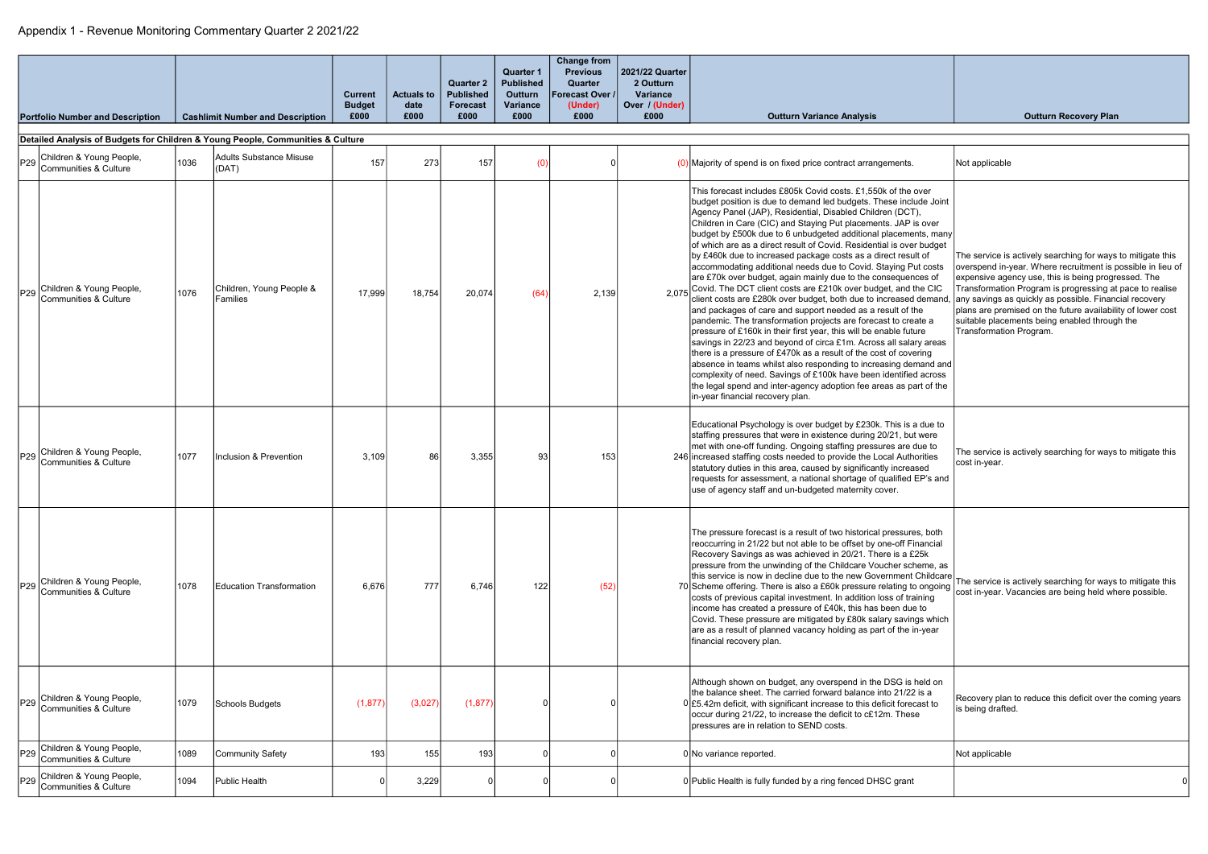Appendix 1 - Revenue Monitoring Commentary Quarter 2 2021/22

| Portfolio Number and Description | | Cashlimit Number and Description | | Current Budget £000 | Actuals to date £000 | Quarter 2 Published Forecast £000 | Quarter 1 Published Outturn Variance £000 | Change from Previous Quarter Forecast Over / (Under) £000 | 2021/22 Quarter 2 Outturn Variance Over / (Under) £000 | Outturn Variance Analysis | Outturn Recovery Plan |
|---|---|---|---|---|---|---|---|---|---|---|---|
| **Detailed Analysis of Budgets for Children & Young People, Communities & Culture** | | | | | | | | | | | |
| P29 | Children & Young People, Communities & Culture | 1036 | Adults Substance Misuse (DAT) | 157 | 273 | 157 | (0) | 0 | (0) | Majority of spend is on fixed price contract arrangements. | Not applicable |
| P29 | Children & Young People, Communities & Culture | 1076 | Children, Young People & Families | 17,999 | 18,754 | 20,074 | (64) | 2,139 | 2,075 | This forecast includes £805k Covid costs. £1,550k of the over budget position is due to demand led budgets. These include Joint Agency Panel (JAP), Residential, Disabled Children (DCT), Children in Care (CIC) and Staying Put placements. JAP is over budget by £500k due to 6 unbudgeted additional placements, many of which are as a direct result of Covid. Residential is over budget by £460k due to increased package costs as a direct result of accommodating additional needs due to Covid. Staying Put costs are £70k over budget, again mainly due to the consequences of Covid. The DCT client costs are £210k over budget, and the CIC client costs are £280k over budget, both due to increased demand, and packages of care and support needed as a result of the pandemic. The transformation projects are forecast to create a pressure of £160k in their first year, this will be enable future savings in 22/23 and beyond of circa £1m. Across all salary areas there is a pressure of £470k as a result of the cost of covering absence in teams whilst also responding to increasing demand and complexity of need. Savings of £100k have been identified across the legal spend and inter-agency adoption fee areas as part of the in-year financial recovery plan. | The service is actively searching for ways to mitigate this overspend in-year. Where recruitment is possible in lieu of expensive agency use, this is being progressed. The Transformation Program is progressing at pace to realise any savings as quickly as possible. Financial recovery plans are premised on the future availability of lower cost suitable placements being enabled through the Transformation Program. |
| P29 | Children & Young People, Communities & Culture | 1077 | Inclusion & Prevention | 3,109 | 86 | 3,355 | 93 | 153 | 246 | Educational Psychology is over budget by £230k. This is a due to staffing pressures that were in existence during 20/21, but were met with one-off funding. Ongoing staffing pressures are due to increased staffing costs needed to provide the Local Authorities statutory duties in this area, caused by significantly increased requests for assessment, a national shortage of qualified EP's and use of agency staff and un-budgeted maternity cover. | The service is actively searching for ways to mitigate this cost in-year. |
| P29 | Children & Young People, Communities & Culture | 1078 | Education Transformation | 6,676 | 777 | 6,746 | 122 | (52) | 70 | The pressure forecast is a result of two historical pressures, both reoccurring in 21/22 but not able to be offset by one-off Financial Recovery Savings as was achieved in 20/21. There is a £25k pressure from the unwinding of the Childcare Voucher scheme, as this service is now in decline due to the new Government Childcare Scheme offering. There is also a £60k pressure relating to ongoing costs of previous capital investment. In addition loss of training income has created a pressure of £40k, this has been due to Covid. These pressure are mitigated by £80k salary savings which are as a result of planned vacancy holding as part of the in-year financial recovery plan. | The service is actively searching for ways to mitigate this cost in-year. Vacancies are being held where possible. |
| P29 | Children & Young People, Communities & Culture | 1079 | Schools Budgets | (1,877) | (3,027) | (1,877) | 0 | 0 | 0 | Although shown on budget, any overspend in the DSG is held on the balance sheet. The carried forward balance into 21/22 is a £5.42m deficit, with significant increase to this deficit forecast to occur during 21/22, to increase the deficit to c£12m. These pressures are in relation to SEND costs. | Recovery plan to reduce this deficit over the coming years is being drafted. |
| P29 | Children & Young People, Communities & Culture | 1089 | Community Safety | 193 | 155 | 193 | 0 | 0 | 0 | No variance reported. | Not applicable |
| P29 | Children & Young People, Communities & Culture | 1094 | Public Health | 0 | 3,229 | 0 | 0 | 0 | 0 | Public Health is fully funded by a ring fenced DHSC grant | 0 |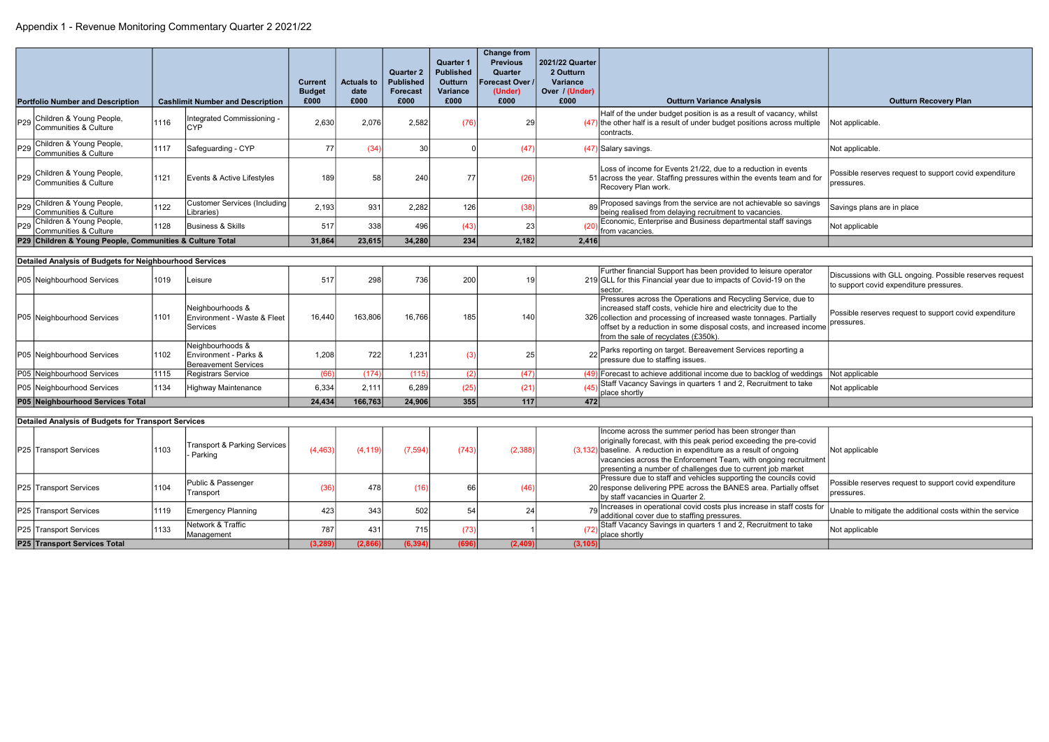# Appendix 1 - Revenue Monitoring Commentary Quarter 2 2021/22

| Portfolio Number and Description | | Cashlimit Number and Description | | Current Budget £000 | Actuals to date £000 | Quarter 2 Published Forecast £000 | Quarter 1 Published Outturn Variance £000 | Change from Previous Quarter Forecast Over / (Under) £000 | 2021/22 Quarter 2 Outturn Variance Over / (Under) £000 | Outturn Variance Analysis | Outturn Recovery Plan |
|---|---|---|---|---|---|---|---|---|---|---|---|
| P29 | Children & Young People, Communities & Culture | 1116 | Integrated Commissioning - CYP | 2,630 | 2,076 | 2,582 | (76) | 29 | (47) | Half of the under budget position is as a result of vacancy, whilst the other half is a result of under budget positions across multiple contracts. | Not applicable. |
| P29 | Children & Young People, Communities & Culture | 1117 | Safeguarding - CYP | 77 | (34) | 30 | 0 | (47) | (47) | Salary savings. | Not applicable. |
| P29 | Children & Young People, Communities & Culture | 1121 | Events & Active Lifestyles | 189 | 58 | 240 | 77 | (26) | 51 | Loss of income for Events 21/22, due to a reduction in events across the year. Staffing pressures within the events team and for Recovery Plan work. | Possible reserves request to support covid expenditure pressures. |
| P29 | Children & Young People, Communities & Culture | 1122 | Customer Services (Including Libraries) | 2,193 | 931 | 2,282 | 126 | (38) | 89 | Proposed savings from the service are not achievable so savings being realised from delaying recruitment to vacancies. | Savings plans are in place |
| P29 | Children & Young People, Communities & Culture | 1128 | Business & Skills | 517 | 338 | 496 | (43) | 23 | (20) | Economic, Enterprise and Business departmental staff savings from vacancies. | Not applicable |
| **P29 Children & Young People, Communities & Culture Total** | | | | **31,864** | **23,615** | **34,280** | **234** | **2,182** | **2,416** | | |
| **Detailed Analysis of Budgets for Neighbourhood Services** | | | | | | | | | | | |
| P05 | Neighbourhood Services | 1019 | Leisure | 517 | 298 | 736 | 200 | 19 | 219 | Further financial Support has been provided to leisure operator GLL for this Financial year due to impacts of Covid-19 on the sector. | Discussions with GLL ongoing. Possible reserves request to support covid expenditure pressures. |
| P05 | Neighbourhood Services | 1101 | Neighbourhoods & Environment - Waste & Fleet Services | 16,440 | 163,806 | 16,766 | 185 | 140 | 326 | Pressures across the Operations and Recycling Service, due to increased staff costs, vehicle hire and electricity due to the collection and processing of increased waste tonnages. Partially offset by a reduction in some disposal costs, and increased income from the sale of recyclates (£350k). | Possible reserves request to support covid expenditure pressures. |
| P05 | Neighbourhood Services | 1102 | Neighbourhoods & Environment - Parks & Bereavement Services | 1,208 | 722 | 1,231 | (3) | 25 | 22 | Parks reporting on target. Bereavement Services reporting a pressure due to staffing issues. | |
| P05 | Neighbourhood Services | 1115 | Registrars Service | (66) | (174) | (115) | (2) | (47) | (49) | Forecast to achieve additional income due to backlog of weddings | Not applicable |
| P05 | Neighbourhood Services | 1134 | Highway Maintenance | 6,334 | 2,111 | 6,289 | (25) | (21) | (45) | Staff Vacancy Savings in quarters 1 and 2, Recruitment to take place shortly | Not applicable |
| **P05 Neighbourhood Services Total** | | | | **24,434** | **166,763** | **24,906** | **355** | **117** | **472** | | |
| **Detailed Analysis of Budgets for Transport Services** | | | | | | | | | | | |
| P25 | Transport Services | 1103 | Transport & Parking Services - Parking | (4,463) | (4,119) | (7,594) | (743) | (2,388) | (3,132) | Income across the summer period has been stronger than originally forecast, with this peak period exceeding the pre-covid baseline. A reduction in expenditure as a result of ongoing vacancies across the Enforcement Team, with ongoing recruitment presenting a number of challenges due to current job market | Not applicable |
| P25 | Transport Services | 1104 | Public & Passenger Transport | (36) | 478 | (16) | 66 | (46) | 20 | Pressure due to staff and vehicles supporting the councils covid response delivering PPE across the BANES area. Partially offset by staff vacancies in Quarter 2. | Possible reserves request to support covid expenditure pressures. |
| P25 | Transport Services | 1119 | Emergency Planning | 423 | 343 | 502 | 54 | 24 | 79 | Increases in operational covid costs plus increase in staff costs for additional cover due to staffing pressures. | Unable to mitigate the additional costs within the service |
| P25 | Transport Services | 1133 | Network & Traffic Management | 787 | 431 | 715 | (73) | 1 | (72) | Staff Vacancy Savings in quarters 1 and 2, Recruitment to take place shortly | Not applicable |
| **P25 Transport Services Total** | | | | **(3,289)** | **(2,866)** | **(6,394)** | **(696)** | **(2,409)** | **(3,105)** | | |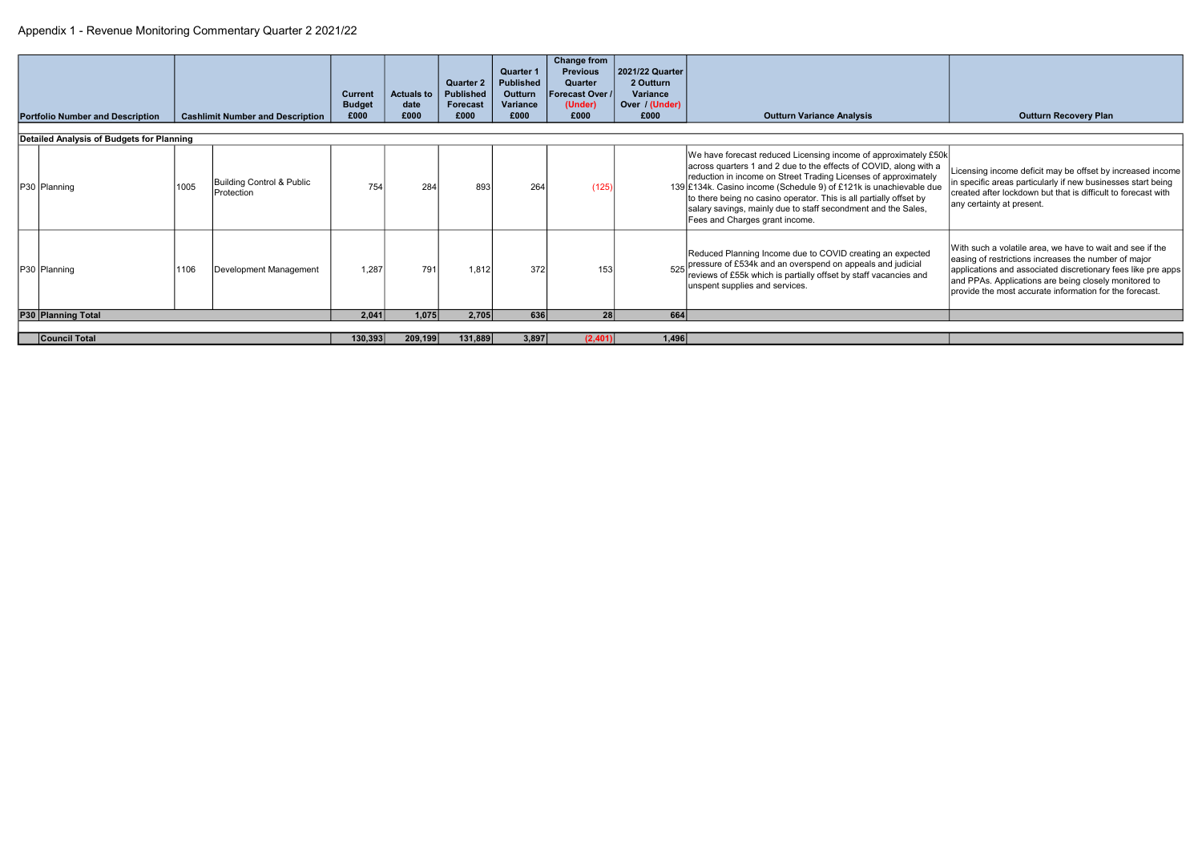# Appendix 1 - Revenue Monitoring Commentary Quarter 2 2021/22

| Portfolio Number and Description | | Cashlimit Number and Description | | Current Budget £000 | Actuals to date £000 | Quarter 2 Published Forecast £000 | Quarter 1 Published Outturn Variance £000 | Change from Previous Quarter Forecast Over / (Under) £000 | 2021/22 Quarter 2 Outturn Variance Over / (Under) £000 | Outturn Variance Analysis | Outturn Recovery Plan |
|---|---|---|---|---|---|---|---|---|---|---|---|
| **Detailed Analysis of Budgets for Planning** | | | | | | | | | | | |
| P30 | Planning | 1005 | Building Control & Public Protection | 754 | 284 | 893 | 264 | (125) | 139 | We have forecast reduced Licensing income of approximately £50k across quarters 1 and 2 due to the effects of COVID, along with a reduction in income on Street Trading Licenses of approximately £134k. Casino income (Schedule 9) of £121k is unachievable due to there being no casino operator. This is all partially offset by salary savings, mainly due to staff secondment and the Sales, Fees and Charges grant income. | Licensing income deficit may be offset by increased income in specific areas particularly if new businesses start being created after lockdown but that is difficult to forecast with any certainty at present. |
| P30 | Planning | 1106 | Development Management | 1,287 | 791 | 1,812 | 372 | 153 | 525 | Reduced Planning Income due to COVID creating an expected pressure of £534k and an overspend on appeals and judicial reviews of £55k which is partially offset by staff vacancies and unspent supplies and services. | With such a volatile area, we have to wait and see if the easing of restrictions increases the number of major applications and associated discretionary fees like pre apps and PPAs. Applications are being closely monitored to provide the most accurate information for the forecast. |
| **P30** | **Planning Total** | | | **2,041** | **1,075** | **2,705** | **636** | **28** | **664** | | |
| | **Council Total** | | | **130,393** | **209,199** | **131,889** | **3,897** | **(2,401)** | **1,496** | | |